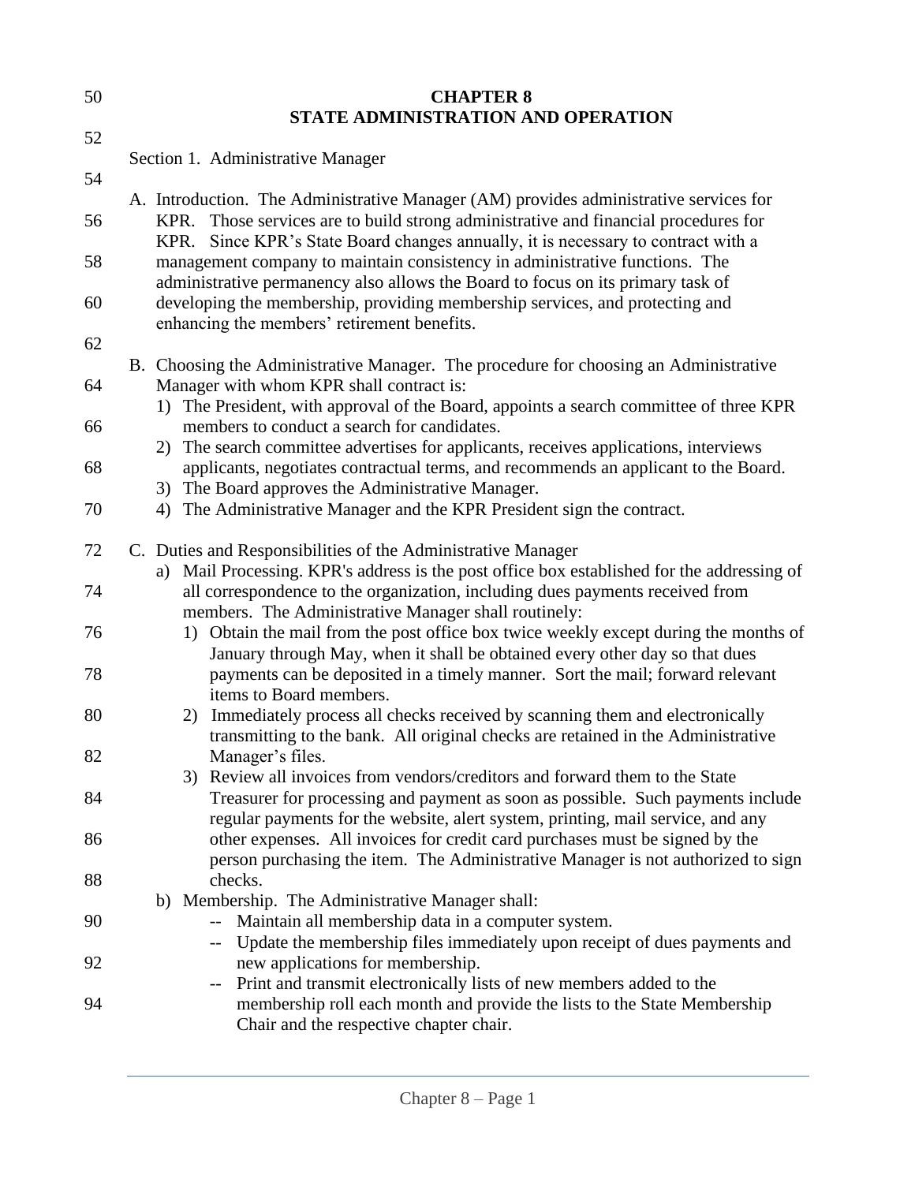# CHAPTER 8
# STATE ADMINISTRATION AND OPERATION

Section 1. Administrative Manager

A. Introduction. The Administrative Manager (AM) provides administrative services for KPR. Those services are to build strong administrative and financial procedures for KPR. Since KPR's State Board changes annually, it is necessary to contract with a management company to maintain consistency in administrative functions. The administrative permanency also allows the Board to focus on its primary task of developing the membership, providing membership services, and protecting and enhancing the members' retirement benefits.

B. Choosing the Administrative Manager. The procedure for choosing an Administrative Manager with whom KPR shall contract is:
   1) The President, with approval of the Board, appoints a search committee of three KPR members to conduct a search for candidates.
   2) The search committee advertises for applicants, receives applications, interviews applicants, negotiates contractual terms, and recommends an applicant to the Board.
   3) The Board approves the Administrative Manager.
   4) The Administrative Manager and the KPR President sign the contract.

C. Duties and Responsibilities of the Administrative Manager
   a) Mail Processing. KPR's address is the post office box established for the addressing of all correspondence to the organization, including dues payments received from members. The Administrative Manager shall routinely:
      1) Obtain the mail from the post office box twice weekly except during the months of January through May, when it shall be obtained every other day so that dues payments can be deposited in a timely manner. Sort the mail; forward relevant items to Board members.
      2) Immediately process all checks received by scanning them and electronically transmitting to the bank. All original checks are retained in the Administrative Manager's files.
      3) Review all invoices from vendors/creditors and forward them to the State Treasurer for processing and payment as soon as possible. Such payments include regular payments for the website, alert system, printing, mail service, and any other expenses. All invoices for credit card purchases must be signed by the person purchasing the item. The Administrative Manager is not authorized to sign checks.
   b) Membership. The Administrative Manager shall:
      -- Maintain all membership data in a computer system.
      -- Update the membership files immediately upon receipt of dues payments and new applications for membership.
      -- Print and transmit electronically lists of new members added to the membership roll each month and provide the lists to the State Membership Chair and the respective chapter chair.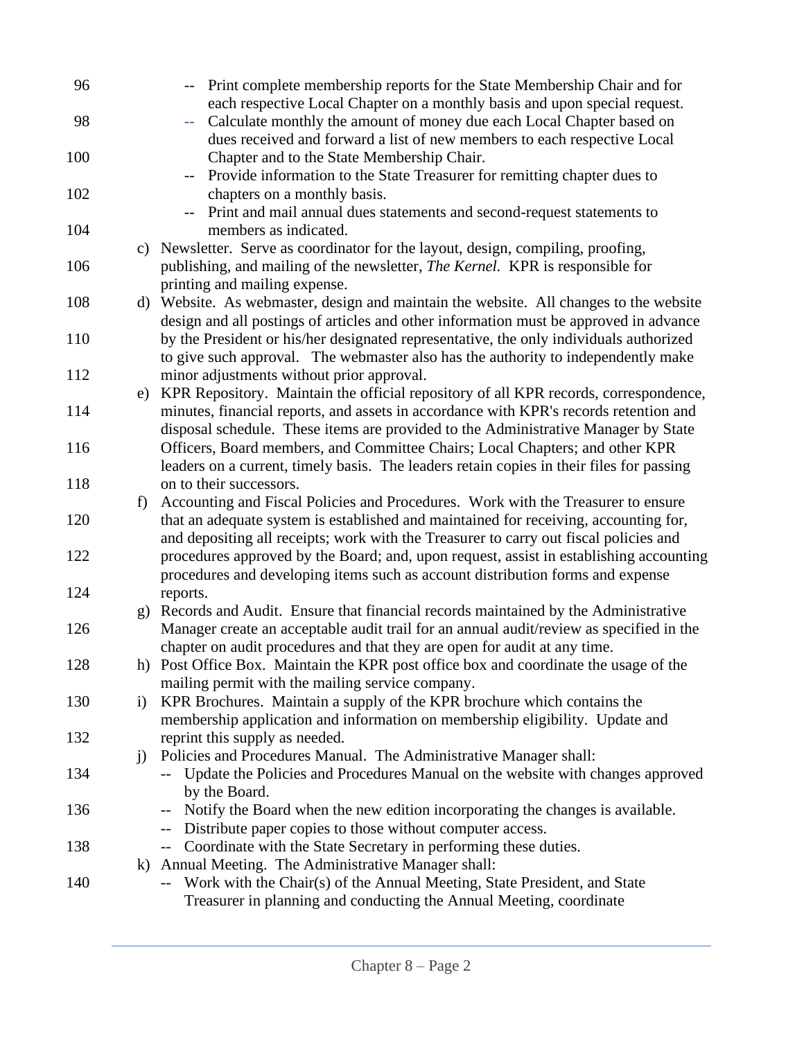-- Print complete membership reports for the State Membership Chair and for each respective Local Chapter on a monthly basis and upon special request.

-- Calculate monthly the amount of money due each Local Chapter based on dues received and forward a list of new members to each respective Local Chapter and to the State Membership Chair.

-- Provide information to the State Treasurer for remitting chapter dues to chapters on a monthly basis.

-- Print and mail annual dues statements and second-request statements to members as indicated.

c) Newsletter. Serve as coordinator for the layout, design, compiling, proofing, publishing, and mailing of the newsletter, *The Kernel.* KPR is responsible for printing and mailing expense.

d) Website. As webmaster, design and maintain the website. All changes to the website design and all postings of articles and other information must be approved in advance by the President or his/her designated representative, the only individuals authorized to give such approval. The webmaster also has the authority to independently make minor adjustments without prior approval.

e) KPR Repository. Maintain the official repository of all KPR records, correspondence, minutes, financial reports, and assets in accordance with KPR's records retention and disposal schedule. These items are provided to the Administrative Manager by State Officers, Board members, and Committee Chairs; Local Chapters; and other KPR leaders on a current, timely basis. The leaders retain copies in their files for passing on to their successors.

f) Accounting and Fiscal Policies and Procedures. Work with the Treasurer to ensure that an adequate system is established and maintained for receiving, accounting for, and depositing all receipts; work with the Treasurer to carry out fiscal policies and procedures approved by the Board; and, upon request, assist in establishing accounting procedures and developing items such as account distribution forms and expense reports.

g) Records and Audit. Ensure that financial records maintained by the Administrative Manager create an acceptable audit trail for an annual audit/review as specified in the chapter on audit procedures and that they are open for audit at any time.

h) Post Office Box. Maintain the KPR post office box and coordinate the usage of the mailing permit with the mailing service company.

i) KPR Brochures. Maintain a supply of the KPR brochure which contains the membership application and information on membership eligibility. Update and reprint this supply as needed.

j) Policies and Procedures Manual. The Administrative Manager shall:

-- Update the Policies and Procedures Manual on the website with changes approved by the Board.

-- Notify the Board when the new edition incorporating the changes is available.

-- Distribute paper copies to those without computer access.

-- Coordinate with the State Secretary in performing these duties.

k) Annual Meeting. The Administrative Manager shall:

-- Work with the Chair(s) of the Annual Meeting, State President, and State Treasurer in planning and conducting the Annual Meeting, coordinate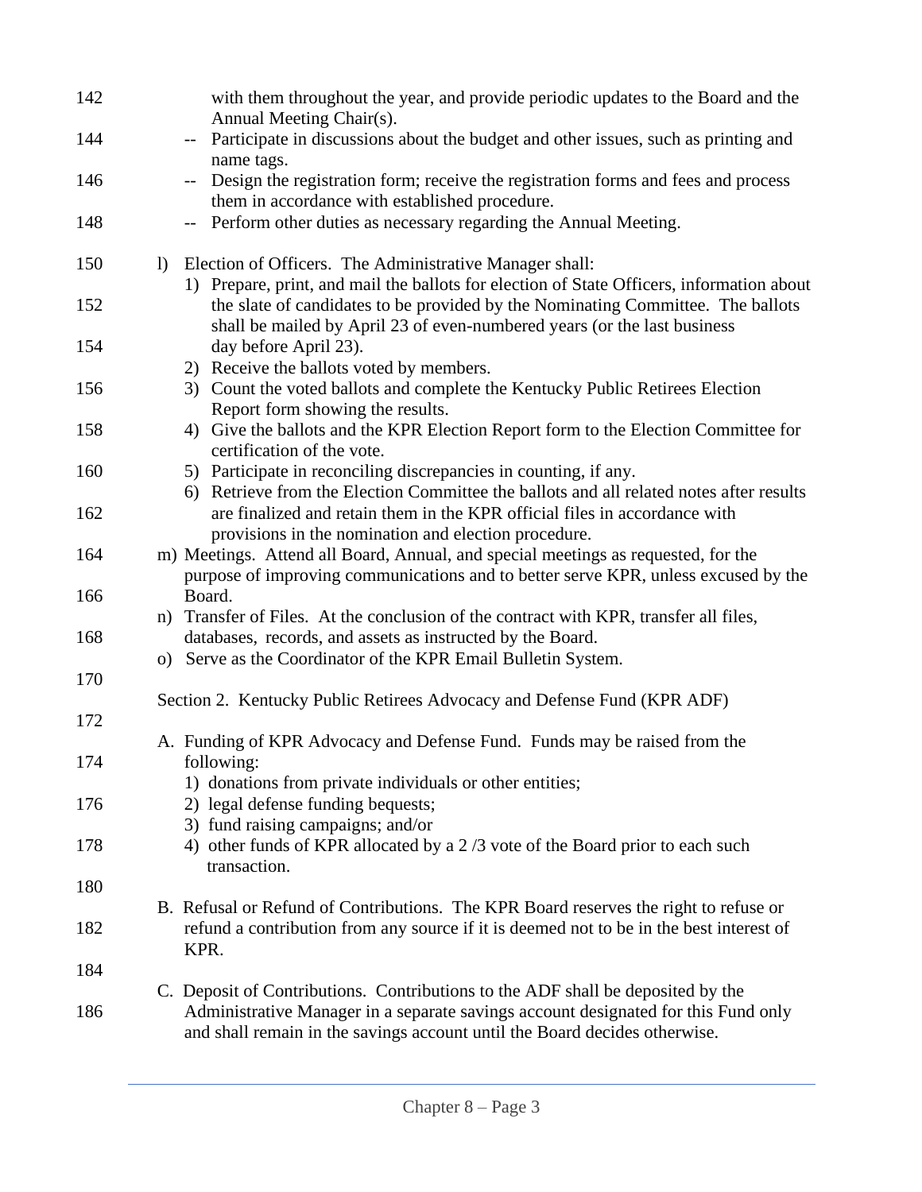with them throughout the year, and provide periodic updates to the Board and the Annual Meeting Chair(s).

-- Participate in discussions about the budget and other issues, such as printing and name tags.

-- Design the registration form; receive the registration forms and fees and process them in accordance with established procedure.

-- Perform other duties as necessary regarding the Annual Meeting.

l) Election of Officers. The Administrative Manager shall:
   1) Prepare, print, and mail the ballots for election of State Officers, information about the slate of candidates to be provided by the Nominating Committee. The ballots shall be mailed by April 23 of even-numbered years (or the last business day before April 23).
   2) Receive the ballots voted by members.
   3) Count the voted ballots and complete the Kentucky Public Retirees Election Report form showing the results.
   4) Give the ballots and the KPR Election Report form to the Election Committee for certification of the vote.
   5) Participate in reconciling discrepancies in counting, if any.
   6) Retrieve from the Election Committee the ballots and all related notes after results are finalized and retain them in the KPR official files in accordance with provisions in the nomination and election procedure.

m) Meetings. Attend all Board, Annual, and special meetings as requested, for the purpose of improving communications and to better serve KPR, unless excused by the Board.

n) Transfer of Files. At the conclusion of the contract with KPR, transfer all files, databases, records, and assets as instructed by the Board.

o) Serve as the Coordinator of the KPR Email Bulletin System.

Section 2. Kentucky Public Retirees Advocacy and Defense Fund (KPR ADF)

A. Funding of KPR Advocacy and Defense Fund. Funds may be raised from the following:
   1) donations from private individuals or other entities;
   2) legal defense funding bequests;
   3) fund raising campaigns; and/or
   4) other funds of KPR allocated by a 2 /3 vote of the Board prior to each such transaction.

B. Refusal or Refund of Contributions. The KPR Board reserves the right to refuse or refund a contribution from any source if it is deemed not to be in the best interest of KPR.

C. Deposit of Contributions. Contributions to the ADF shall be deposited by the Administrative Manager in a separate savings account designated for this Fund only and shall remain in the savings account until the Board decides otherwise.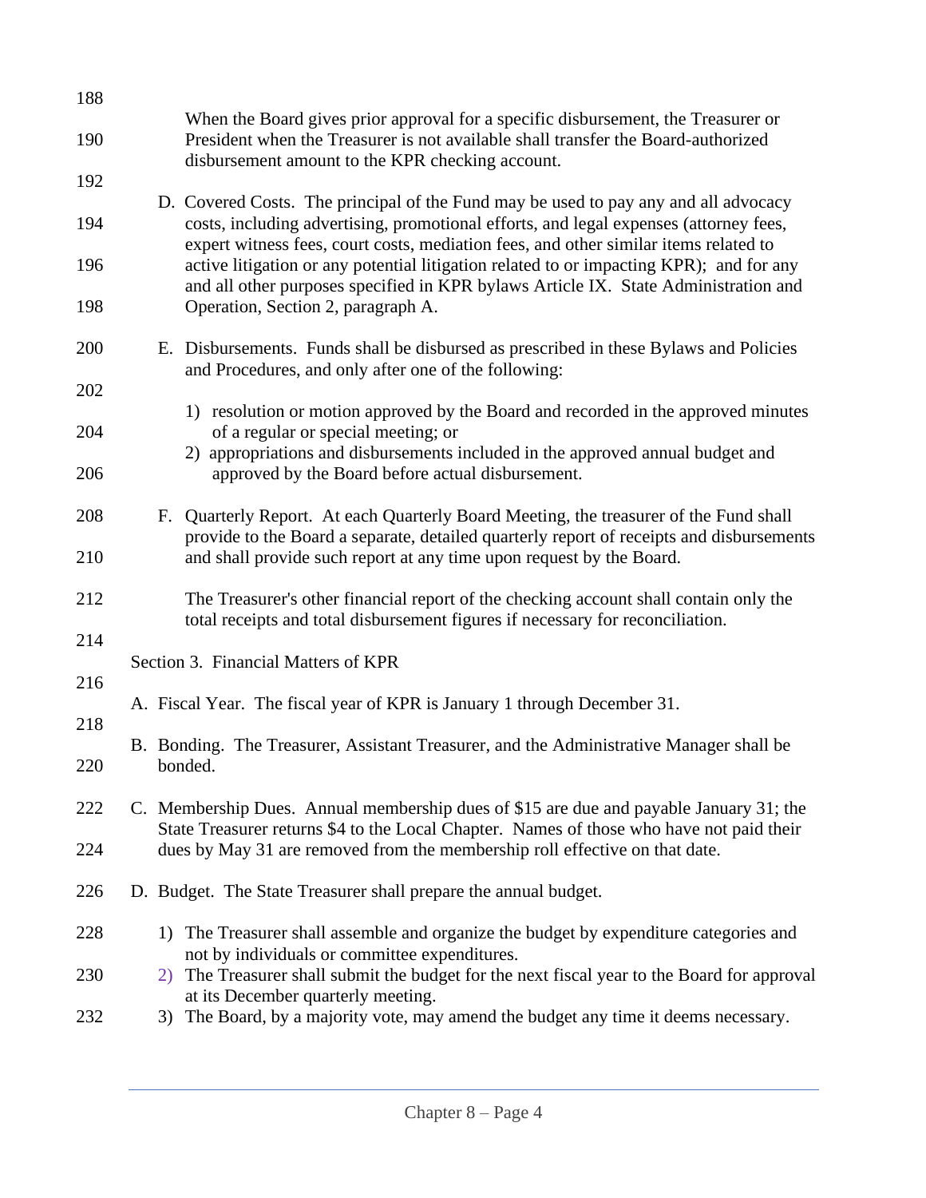When the Board gives prior approval for a specific disbursement, the Treasurer or President when the Treasurer is not available shall transfer the Board-authorized disbursement amount to the KPR checking account.

D. Covered Costs. The principal of the Fund may be used to pay any and all advocacy costs, including advertising, promotional efforts, and legal expenses (attorney fees, expert witness fees, court costs, mediation fees, and other similar items related to active litigation or any potential litigation related to or impacting KPR); and for any and all other purposes specified in KPR bylaws Article IX. State Administration and Operation, Section 2, paragraph A.

E. Disbursements. Funds shall be disbursed as prescribed in these Bylaws and Policies and Procedures, and only after one of the following:

1) resolution or motion approved by the Board and recorded in the approved minutes of a regular or special meeting; or
2) appropriations and disbursements included in the approved annual budget and approved by the Board before actual disbursement.

F. Quarterly Report. At each Quarterly Board Meeting, the treasurer of the Fund shall provide to the Board a separate, detailed quarterly report of receipts and disbursements and shall provide such report at any time upon request by the Board.

The Treasurer's other financial report of the checking account shall contain only the total receipts and total disbursement figures if necessary for reconciliation.

Section 3. Financial Matters of KPR

A. Fiscal Year. The fiscal year of KPR is January 1 through December 31.

B. Bonding. The Treasurer, Assistant Treasurer, and the Administrative Manager shall be bonded.

C. Membership Dues. Annual membership dues of $15 are due and payable January 31; the State Treasurer returns $4 to the Local Chapter. Names of those who have not paid their dues by May 31 are removed from the membership roll effective on that date.

D. Budget. The State Treasurer shall prepare the annual budget.

1) The Treasurer shall assemble and organize the budget by expenditure categories and not by individuals or committee expenditures.
2) The Treasurer shall submit the budget for the next fiscal year to the Board for approval at its December quarterly meeting.
3) The Board, by a majority vote, may amend the budget any time it deems necessary.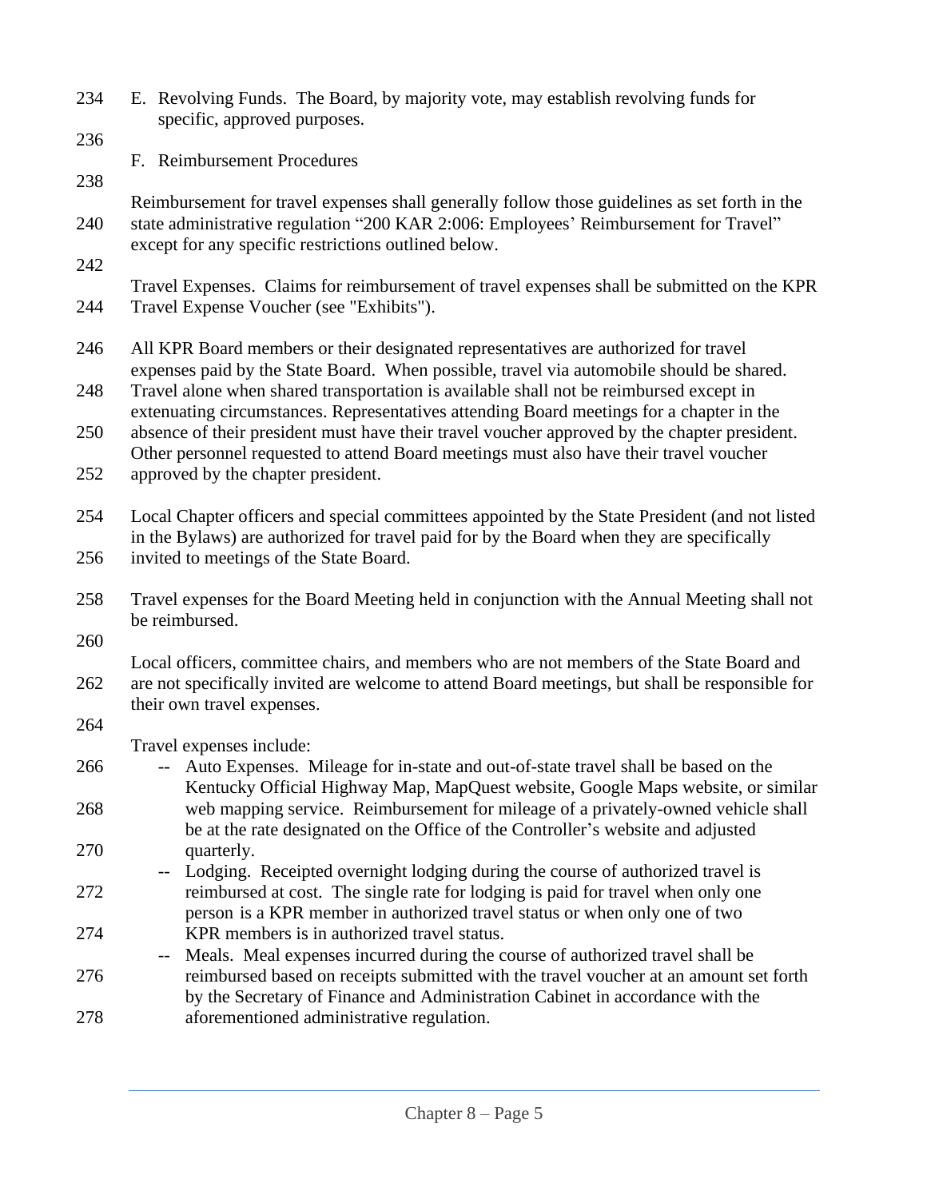E. Revolving Funds. The Board, by majority vote, may establish revolving funds for specific, approved purposes.

F. Reimbursement Procedures

Reimbursement for travel expenses shall generally follow those guidelines as set forth in the state administrative regulation "200 KAR 2:006: Employees' Reimbursement for Travel" except for any specific restrictions outlined below.

Travel Expenses. Claims for reimbursement of travel expenses shall be submitted on the KPR Travel Expense Voucher (see "Exhibits").

All KPR Board members or their designated representatives are authorized for travel expenses paid by the State Board. When possible, travel via automobile should be shared. Travel alone when shared transportation is available shall not be reimbursed except in extenuating circumstances. Representatives attending Board meetings for a chapter in the absence of their president must have their travel voucher approved by the chapter president. Other personnel requested to attend Board meetings must also have their travel voucher approved by the chapter president.

Local Chapter officers and special committees appointed by the State President (and not listed in the Bylaws) are authorized for travel paid for by the Board when they are specifically invited to meetings of the State Board.

Travel expenses for the Board Meeting held in conjunction with the Annual Meeting shall not be reimbursed.

Local officers, committee chairs, and members who are not members of the State Board and are not specifically invited are welcome to attend Board meetings, but shall be responsible for their own travel expenses.

Travel expenses include:

- Auto Expenses. Mileage for in-state and out-of-state travel shall be based on the Kentucky Official Highway Map, MapQuest website, Google Maps website, or similar web mapping service. Reimbursement for mileage of a privately-owned vehicle shall be at the rate designated on the Office of the Controller's website and adjusted quarterly.
- Lodging. Receipted overnight lodging during the course of authorized travel is reimbursed at cost. The single rate for lodging is paid for travel when only one person is a KPR member in authorized travel status or when only one of two KPR members is in authorized travel status.
- Meals. Meal expenses incurred during the course of authorized travel shall be reimbursed based on receipts submitted with the travel voucher at an amount set forth by the Secretary of Finance and Administration Cabinet in accordance with the aforementioned administrative regulation.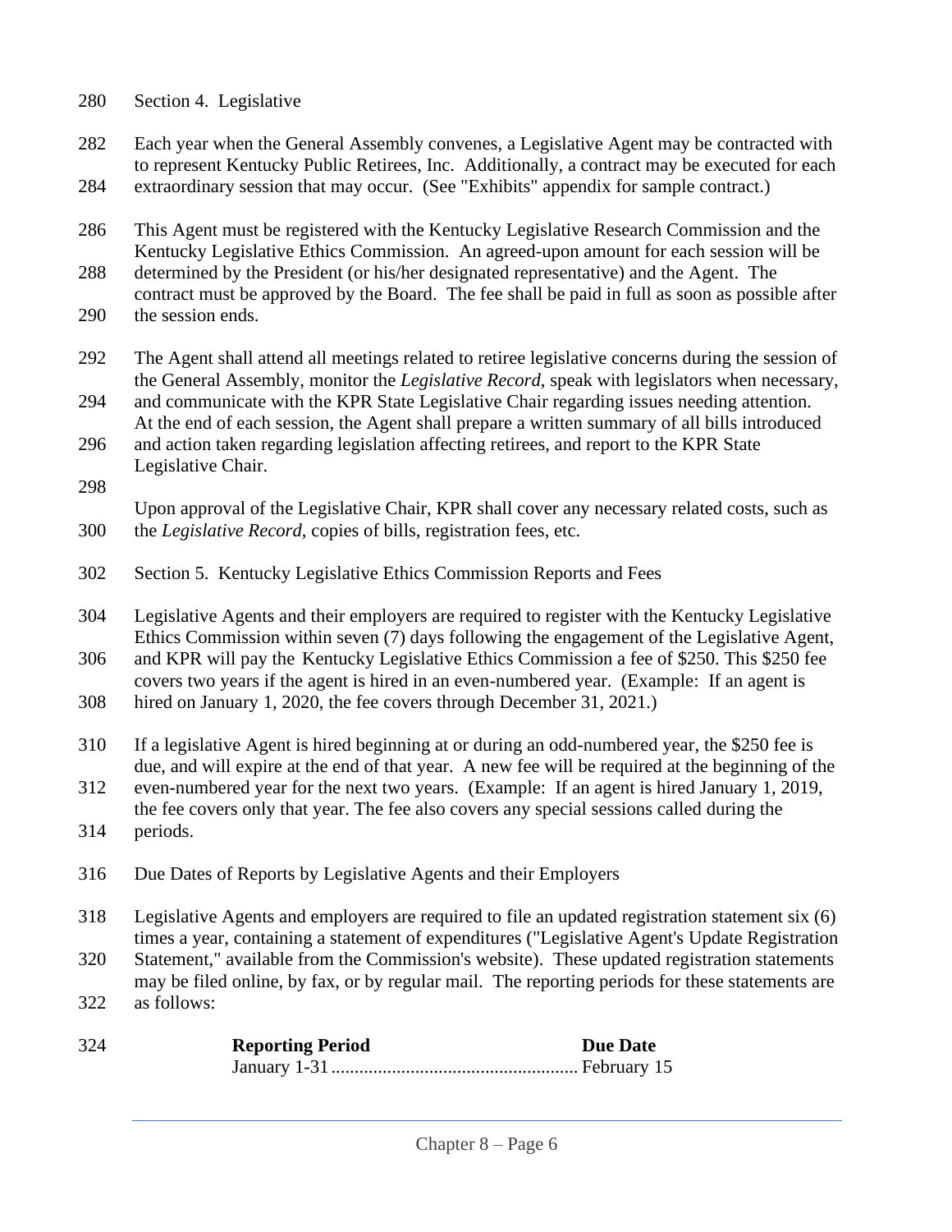## Section 4. Legislative

Each year when the General Assembly convenes, a Legislative Agent may be contracted with to represent Kentucky Public Retirees, Inc. Additionally, a contract may be executed for each extraordinary session that may occur. (See "Exhibits" appendix for sample contract.)

This Agent must be registered with the Kentucky Legislative Research Commission and the Kentucky Legislative Ethics Commission. An agreed-upon amount for each session will be determined by the President (or his/her designated representative) and the Agent. The contract must be approved by the Board. The fee shall be paid in full as soon as possible after the session ends.

The Agent shall attend all meetings related to retiree legislative concerns during the session of the General Assembly, monitor the *Legislative Record*, speak with legislators when necessary, and communicate with the KPR State Legislative Chair regarding issues needing attention. At the end of each session, the Agent shall prepare a written summary of all bills introduced and action taken regarding legislation affecting retirees, and report to the KPR State Legislative Chair.

Upon approval of the Legislative Chair, KPR shall cover any necessary related costs, such as the *Legislative Record*, copies of bills, registration fees, etc.

## Section 5. Kentucky Legislative Ethics Commission Reports and Fees

Legislative Agents and their employers are required to register with the Kentucky Legislative Ethics Commission within seven (7) days following the engagement of the Legislative Agent, and KPR will pay the Kentucky Legislative Ethics Commission a fee of $250. This $250 fee covers two years if the agent is hired in an even-numbered year. (Example: If an agent is hired on January 1, 2020, the fee covers through December 31, 2021.)

If a legislative Agent is hired beginning at or during an odd-numbered year, the $250 fee is due, and will expire at the end of that year. A new fee will be required at the beginning of the even-numbered year for the next two years. (Example: If an agent is hired January 1, 2019, the fee covers only that year. The fee also covers any special sessions called during the periods.

### Due Dates of Reports by Legislative Agents and their Employers

Legislative Agents and employers are required to file an updated registration statement six (6) times a year, containing a statement of expenditures ("Legislative Agent's Update Registration Statement," available from the Commission's website). These updated registration statements may be filed online, by fax, or by regular mail. The reporting periods for these statements are as follows:

| **Reporting Period** | **Due Date** |
|---|---|
| January 1-31 | February 15 |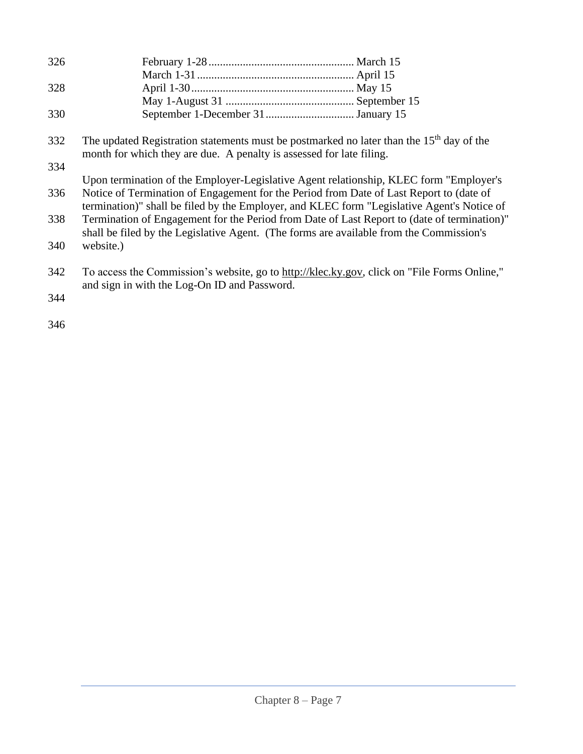February 1-28 .................................................. March 15
March 1-31 ...................................................... April 15
April 1-30 ........................................................ May 15
May 1-August 31 ............................................ September 15
September 1-December 31 .............................. January 15

The updated Registration statements must be postmarked no later than the 15th day of the month for which they are due. A penalty is assessed for late filing.

Upon termination of the Employer-Legislative Agent relationship, KLEC form "Employer's Notice of Termination of Engagement for the Period from Date of Last Report to (date of termination)" shall be filed by the Employer, and KLEC form "Legislative Agent's Notice of Termination of Engagement for the Period from Date of Last Report to (date of termination)" shall be filed by the Legislative Agent. (The forms are available from the Commission's website.)

To access the Commission's website, go to http://klec.ky.gov, click on "File Forms Online," and sign in with the Log-On ID and Password.